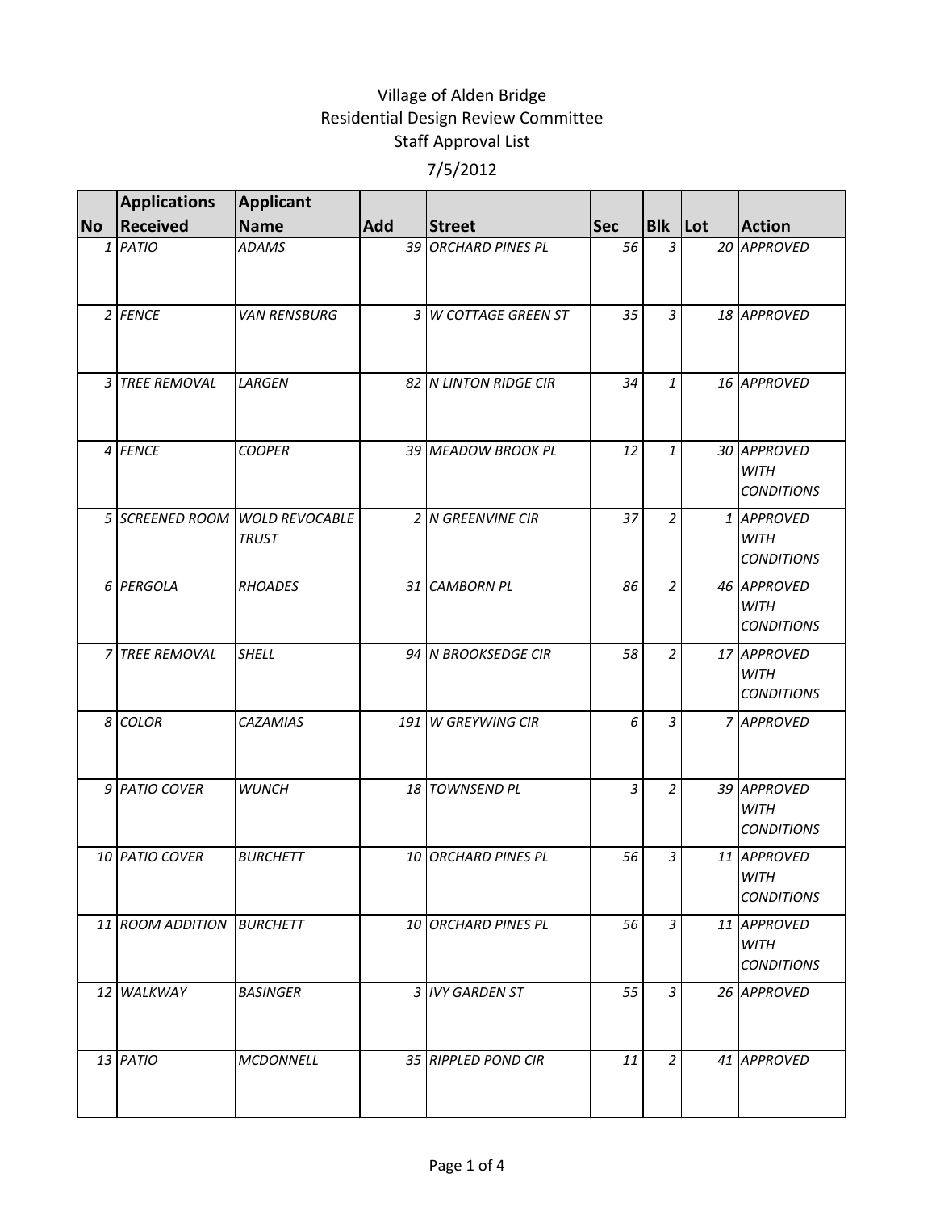Village of Alden Bridge
Residential Design Review Committee
Staff Approval List
7/5/2012

| No | Applications Received | Applicant Name | Add | Street | Sec | Blk | Lot | Action |
|---|---|---|---|---|---|---|---|---|
| 1 | PATIO | ADAMS | 39 | ORCHARD PINES PL | 56 | 3 | 20 | APPROVED |
| 2 | FENCE | VAN RENSBURG | 3 | W COTTAGE GREEN ST | 35 | 3 | 18 | APPROVED |
| 3 | TREE REMOVAL | LARGEN | 82 | N LINTON RIDGE CIR | 34 | 1 | 16 | APPROVED |
| 4 | FENCE | COOPER | 39 | MEADOW BROOK PL | 12 | 1 | 30 | APPROVED WITH CONDITIONS |
| 5 | SCREENED ROOM | WOLD REVOCABLE TRUST | 2 | N GREENVINE CIR | 37 | 2 | 1 | APPROVED WITH CONDITIONS |
| 6 | PERGOLA | RHOADES | 31 | CAMBORN PL | 86 | 2 | 46 | APPROVED WITH CONDITIONS |
| 7 | TREE REMOVAL | SHELL | 94 | N BROOKSEDGE CIR | 58 | 2 | 17 | APPROVED WITH CONDITIONS |
| 8 | COLOR | CAZAMIAS | 191 | W GREYWING CIR | 6 | 3 | 7 | APPROVED |
| 9 | PATIO COVER | WUNCH | 18 | TOWNSEND PL | 3 | 2 | 39 | APPROVED WITH CONDITIONS |
| 10 | PATIO COVER | BURCHETT | 10 | ORCHARD PINES PL | 56 | 3 | 11 | APPROVED WITH CONDITIONS |
| 11 | ROOM ADDITION | BURCHETT | 10 | ORCHARD PINES PL | 56 | 3 | 11 | APPROVED WITH CONDITIONS |
| 12 | WALKWAY | BASINGER | 3 | IVY GARDEN ST | 55 | 3 | 26 | APPROVED |
| 13 | PATIO | MCDONNELL | 35 | RIPPLED POND CIR | 11 | 2 | 41 | APPROVED |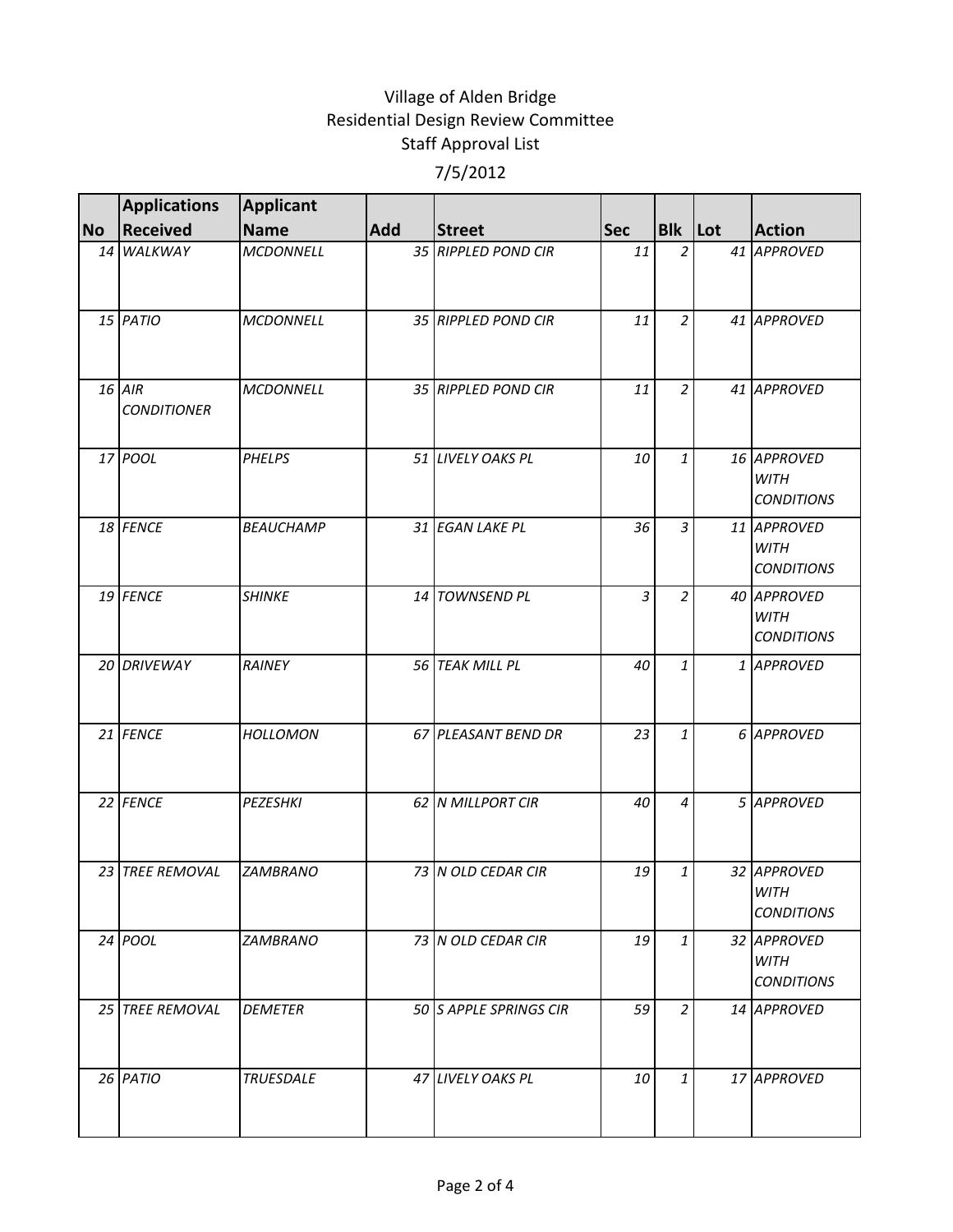Village of Alden Bridge
Residential Design Review Committee
Staff Approval List
7/5/2012

| No | Applications Received | Applicant Name | Add | Street | Sec | Blk | Lot | Action |
|---|---|---|---|---|---|---|---|---|
| 14 | WALKWAY | MCDONNELL | 35 | RIPPLED POND CIR | 11 | 2 | 41 | APPROVED |
| 15 | PATIO | MCDONNELL | 35 | RIPPLED POND CIR | 11 | 2 | 41 | APPROVED |
| 16 | AIR CONDITIONER | MCDONNELL | 35 | RIPPLED POND CIR | 11 | 2 | 41 | APPROVED |
| 17 | POOL | PHELPS | 51 | LIVELY OAKS PL | 10 | 1 | 16 | APPROVED WITH CONDITIONS |
| 18 | FENCE | BEAUCHAMP | 31 | EGAN LAKE PL | 36 | 3 | 11 | APPROVED WITH CONDITIONS |
| 19 | FENCE | SHINKE | 14 | TOWNSEND PL | 3 | 2 | 40 | APPROVED WITH CONDITIONS |
| 20 | DRIVEWAY | RAINEY | 56 | TEAK MILL PL | 40 | 1 | 1 | APPROVED |
| 21 | FENCE | HOLLOMON | 67 | PLEASANT BEND DR | 23 | 1 | 6 | APPROVED |
| 22 | FENCE | PEZESHKI | 62 | N MILLPORT CIR | 40 | 4 | 5 | APPROVED |
| 23 | TREE REMOVAL | ZAMBRANO | 73 | N OLD CEDAR CIR | 19 | 1 | 32 | APPROVED WITH CONDITIONS |
| 24 | POOL | ZAMBRANO | 73 | N OLD CEDAR CIR | 19 | 1 | 32 | APPROVED WITH CONDITIONS |
| 25 | TREE REMOVAL | DEMETER | 50 | S APPLE SPRINGS CIR | 59 | 2 | 14 | APPROVED |
| 26 | PATIO | TRUESDALE | 47 | LIVELY OAKS PL | 10 | 1 | 17 | APPROVED |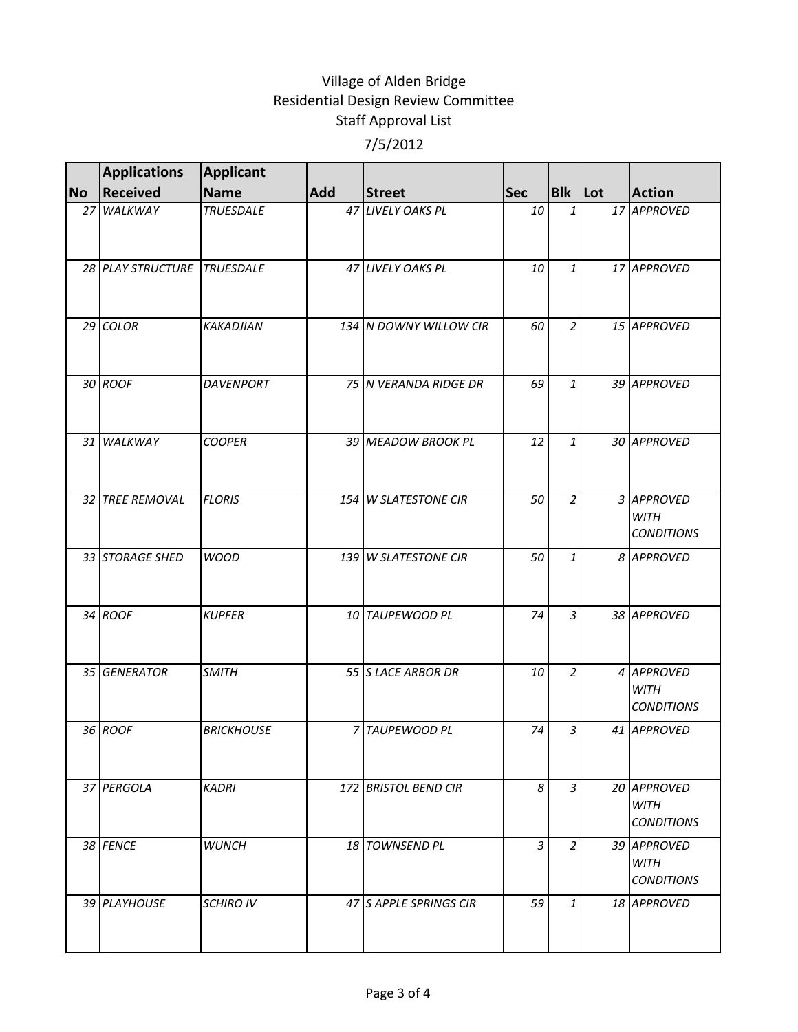Village of Alden Bridge
Residential Design Review Committee
Staff Approval List

7/5/2012

| No | Applications Received | Applicant Name | Add | Street | Sec | Blk | Lot | Action |
|---|---|---|---|---|---|---|---|---|
| 27 | WALKWAY | TRUESDALE | 47 | LIVELY OAKS PL | 10 | 1 | 17 | APPROVED |
| 28 | PLAY STRUCTURE | TRUESDALE | 47 | LIVELY OAKS PL | 10 | 1 | 17 | APPROVED |
| 29 | COLOR | KAKADJIAN | 134 | N DOWNY WILLOW CIR | 60 | 2 | 15 | APPROVED |
| 30 | ROOF | DAVENPORT | 75 | N VERANDA RIDGE DR | 69 | 1 | 39 | APPROVED |
| 31 | WALKWAY | COOPER | 39 | MEADOW BROOK PL | 12 | 1 | 30 | APPROVED |
| 32 | TREE REMOVAL | FLORIS | 154 | W SLATESTONE CIR | 50 | 2 | 3 | APPROVED WITH CONDITIONS |
| 33 | STORAGE SHED | WOOD | 139 | W SLATESTONE CIR | 50 | 1 | 8 | APPROVED |
| 34 | ROOF | KUPFER | 10 | TAUPEWOOD PL | 74 | 3 | 38 | APPROVED |
| 35 | GENERATOR | SMITH | 55 | S LACE ARBOR DR | 10 | 2 | 4 | APPROVED WITH CONDITIONS |
| 36 | ROOF | BRICKHOUSE | 7 | TAUPEWOOD PL | 74 | 3 | 41 | APPROVED |
| 37 | PERGOLA | KADRI | 172 | BRISTOL BEND CIR | 8 | 3 | 20 | APPROVED WITH CONDITIONS |
| 38 | FENCE | WUNCH | 18 | TOWNSEND PL | 3 | 2 | 39 | APPROVED WITH CONDITIONS |
| 39 | PLAYHOUSE | SCHIRO IV | 47 | S APPLE SPRINGS CIR | 59 | 1 | 18 | APPROVED |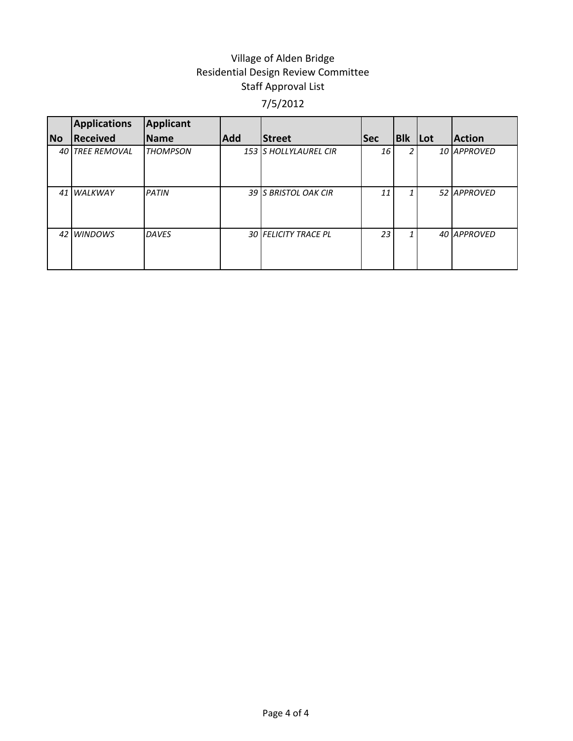Village of Alden Bridge
Residential Design Review Committee
Staff Approval List
7/5/2012

| No | Applications Received | Applicant Name | Add | Street | Sec | Blk | Lot | Action |
|---|---|---|---|---|---|---|---|---|
| *40* | *TREE REMOVAL* | *THOMPSON* | *153* | *S HOLLYLAUREL CIR* | *16* | *2* | *10* | *APPROVED* |
| *41* | *WALKWAY* | *PATIN* | *39* | *S BRISTOL OAK CIR* | *11* | *1* | *52* | *APPROVED* |
| *42* | *WINDOWS* | *DAVES* | *30* | *FELICITY TRACE PL* | *23* | *1* | *40* | *APPROVED* |